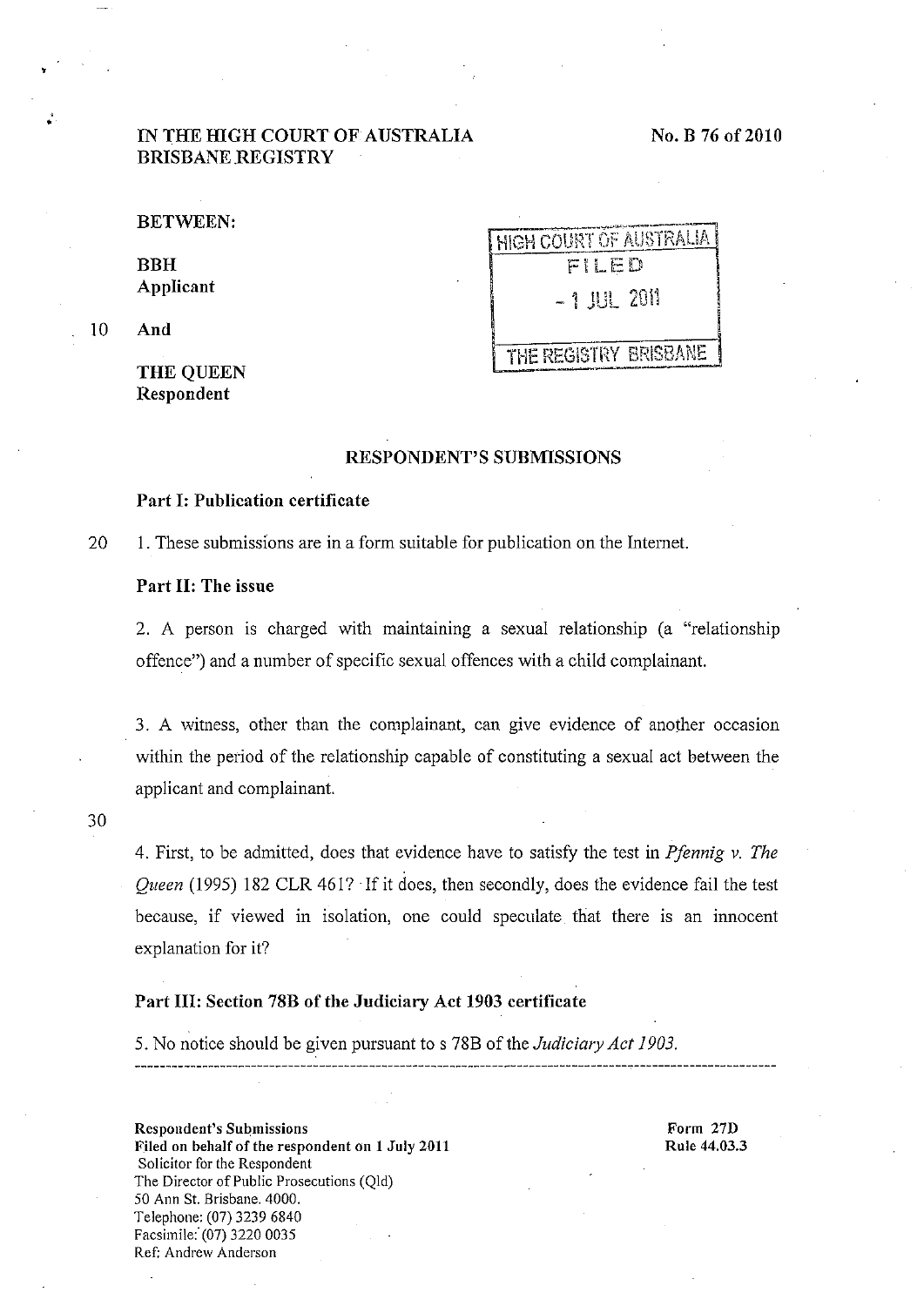IN THE HIGH COURT OF AUSTRALIA
BRISBANE REGISTRY

No. B 76 of 2010

BETWEEN:

**BBH**
**Applicant**

**And**

**THE QUEEN**
**Respondent**

HIGH COURT OF AUSTRALIA
FILED
- 1 JUL 2011
THE REGISTRY BRISBANE

## RESPONDENT'S SUBMISSIONS

### Part I: Publication certificate

1. These submissions are in a form suitable for publication on the Internet.

### Part II: The issue

2. A person is charged with maintaining a sexual relationship (a "relationship offence") and a number of specific sexual offences with a child complainant.

3. A witness, other than the complainant, can give evidence of another occasion within the period of the relationship capable of constituting a sexual act between the applicant and complainant.

4. First, to be admitted, does that evidence have to satisfy the test in *Pfennig v. The Queen* (1995) 182 CLR 461? If it does, then secondly, does the evidence fail the test because, if viewed in isolation, one could speculate that there is an innocent explanation for it?

### Part III: Section 78B of the Judiciary Act 1903 certificate

5. No notice should be given pursuant to s 78B of the *Judiciary Act 1903.*

---

**Respondent's Submissions**
**Filed on behalf of the respondent on 1 July 2011**
Solicitor for the Respondent
The Director of Public Prosecutions (Qld)
50 Ann St. Brisbane. 4000.
Telephone: (07) 3239 6840
Facsimile: (07) 3220 0035
Ref: Andrew Anderson

**Form 27D**
**Rule 44.03.3**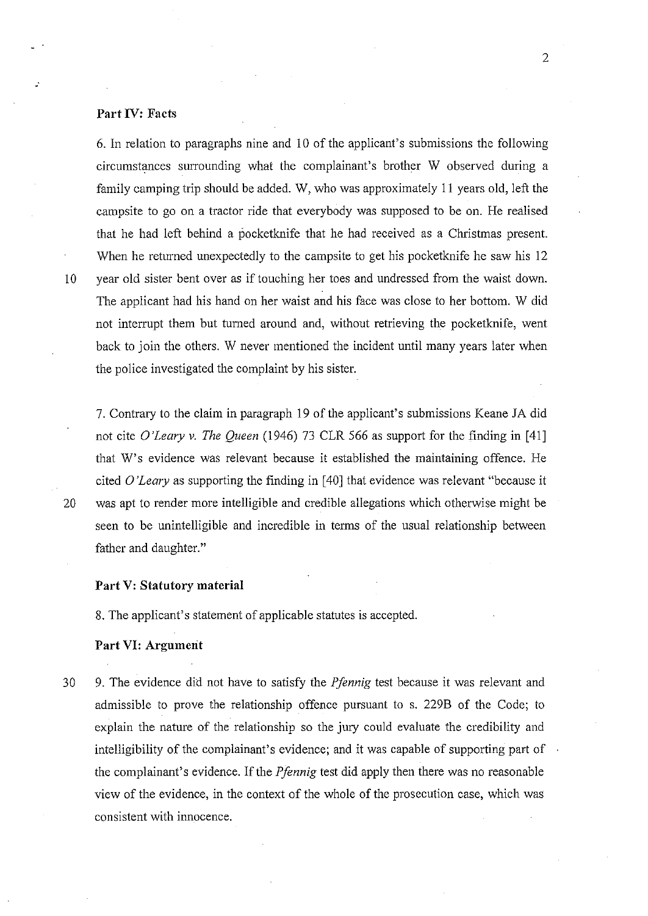### Part IV: Facts

6. In relation to paragraphs nine and 10 of the applicant's submissions the following circumstances surrounding what the complainant's brother W observed during a family camping trip should be added. W, who was approximately 11 years old, left the campsite to go on a tractor ride that everybody was supposed to be on. He realised that he had left behind a pocketknife that he had received as a Christmas present. When he returned unexpectedly to the campsite to get his pocketknife he saw his 12 year old sister bent over as if touching her toes and undressed from the waist down. The applicant had his hand on her waist and his face was close to her bottom. W did not interrupt them but turned around and, without retrieving the pocketknife, went back to join the others. W never mentioned the incident until many years later when the police investigated the complaint by his sister.

7. Contrary to the claim in paragraph 19 of the applicant's submissions Keane JA did not cite *O'Leary v. The Queen* (1946) 73 CLR 566 as support for the finding in [41] that W's evidence was relevant because it established the maintaining offence. He cited *O'Leary* as supporting the finding in [40] that evidence was relevant "because it was apt to render more intelligible and credible allegations which otherwise might be seen to be unintelligible and incredible in terms of the usual relationship between father and daughter."

### Part V: Statutory material

8. The applicant's statement of applicable statutes is accepted.

### Part VI: Argument

9. The evidence did not have to satisfy the *Pfennig* test because it was relevant and admissible to prove the relationship offence pursuant to s. 229B of the Code; to explain the nature of the relationship so the jury could evaluate the credibility and intelligibility of the complainant's evidence; and it was capable of supporting part of the complainant's evidence. If the *Pfennig* test did apply then there was no reasonable view of the evidence, in the context of the whole of the prosecution case, which was consistent with innocence.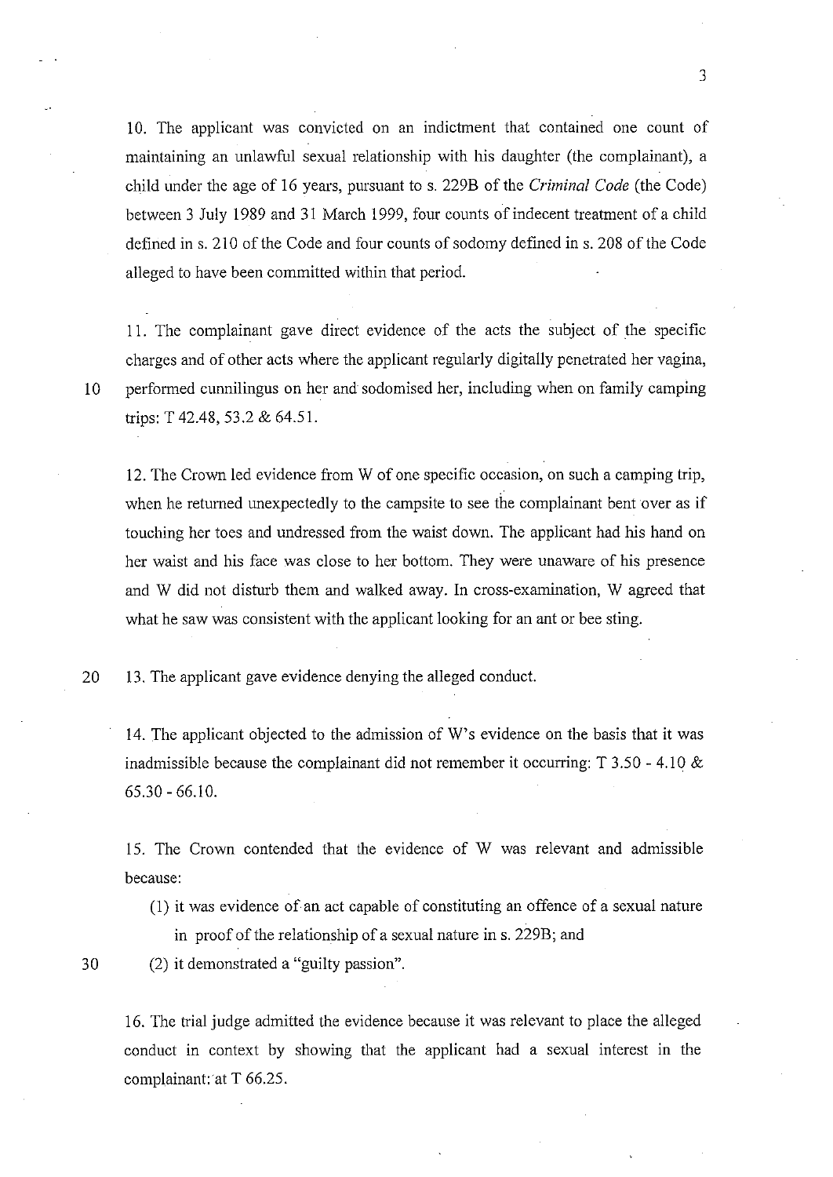10. The applicant was convicted on an indictment that contained one count of maintaining an unlawful sexual relationship with his daughter (the complainant), a child under the age of 16 years, pursuant to s. 229B of the *Criminal Code* (the Code) between 3 July 1989 and 31 March 1999, four counts of indecent treatment of a child defined in s. 210 of the Code and four counts of sodomy defined in s. 208 of the Code alleged to have been committed within that period.

11. The complainant gave direct evidence of the acts the subject of the specific charges and of other acts where the applicant regularly digitally penetrated her vagina, performed cunnilingus on her and sodomised her, including when on family camping trips: T 42.48, 53.2 & 64.51.

12. The Crown led evidence from W of one specific occasion, on such a camping trip, when he returned unexpectedly to the campsite to see the complainant bent over as if touching her toes and undressed from the waist down. The applicant had his hand on her waist and his face was close to her bottom. They were unaware of his presence and W did not disturb them and walked away. In cross-examination, W agreed that what he saw was consistent with the applicant looking for an ant or bee sting.

13. The applicant gave evidence denying the alleged conduct.

14. The applicant objected to the admission of W's evidence on the basis that it was inadmissible because the complainant did not remember it occurring: T 3.50 - 4.10 & 65.30 - 66.10.

15. The Crown contended that the evidence of W was relevant and admissible because:

(1) it was evidence of an act capable of constituting an offence of a sexual nature in proof of the relationship of a sexual nature in s. 229B; and

(2) it demonstrated a "guilty passion".

16. The trial judge admitted the evidence because it was relevant to place the alleged conduct in context by showing that the applicant had a sexual interest in the complainant: at T 66.25.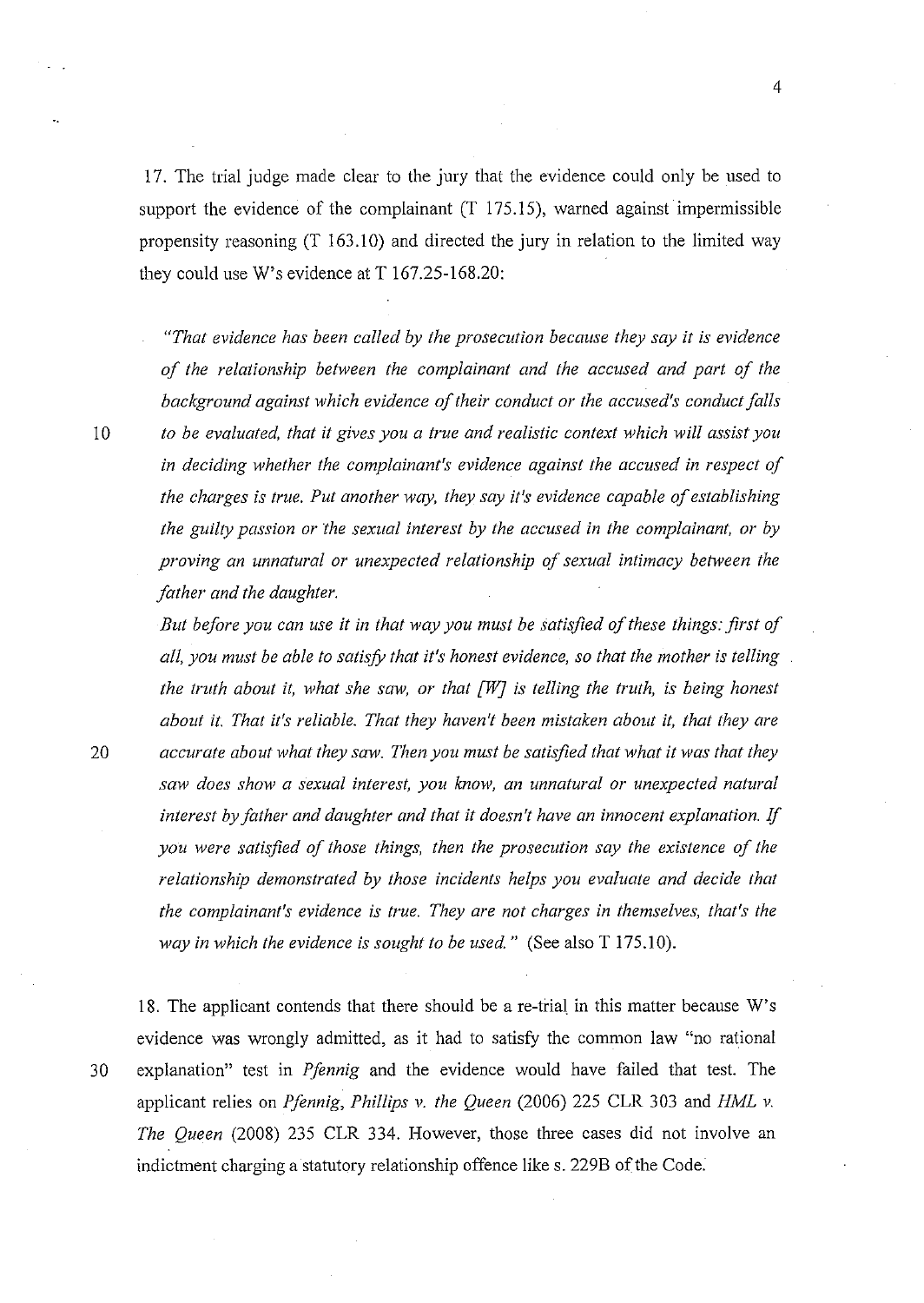17. The trial judge made clear to the jury that the evidence could only be used to support the evidence of the complainant (T 175.15), warned against impermissible propensity reasoning (T 163.10) and directed the jury in relation to the limited way they could use W's evidence at T 167.25-168.20:

> *"That evidence has been called by the prosecution because they say it is evidence of the relationship between the complainant and the accused and part of the background against which evidence of their conduct or the accused's conduct falls to be evaluated, that it gives you a true and realistic context which will assist you in deciding whether the complainant's evidence against the accused in respect of the charges is true. Put another way, they say it's evidence capable of establishing the guilty passion or the sexual interest by the accused in the complainant, or by proving an unnatural or unexpected relationship of sexual intimacy between the father and the daughter.*
>
> *But before you can use it in that way you must be satisfied of these things: first of all, you must be able to satisfy that it's honest evidence, so that the mother is telling the truth about it, what she saw, or that [W] is telling the truth, is being honest about it. That it's reliable. That they haven't been mistaken about it, that they are accurate about what they saw. Then you must be satisfied that what it was that they saw does show a sexual interest, you know, an unnatural or unexpected natural interest by father and daughter and that it doesn't have an innocent explanation. If you were satisfied of those things, then the prosecution say the existence of the relationship demonstrated by those incidents helps you evaluate and decide that the complainant's evidence is true. They are not charges in themselves, that's the way in which the evidence is sought to be used."* (See also T 175.10).

18. The applicant contends that there should be a re-trial in this matter because W's evidence was wrongly admitted, as it had to satisfy the common law "no rational explanation" test in *Pfennig* and the evidence would have failed that test. The applicant relies on *Pfennig*, *Phillips v. the Queen* (2006) 225 CLR 303 and *HML v. The Queen* (2008) 235 CLR 334. However, those three cases did not involve an indictment charging a statutory relationship offence like s. 229B of the Code.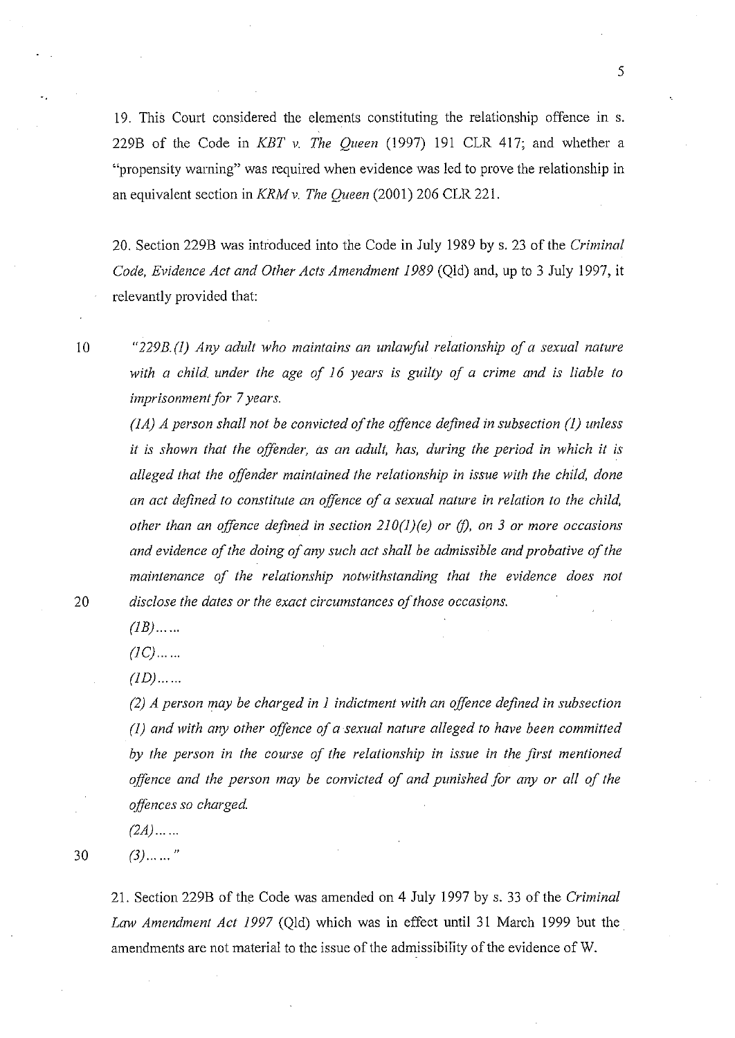19. This Court considered the elements constituting the relationship offence in s. 229B of the Code in *KBT v. The Queen* (1997) 191 CLR 417; and whether a "propensity warning" was required when evidence was led to prove the relationship in an equivalent section in *KRM v. The Queen* (2001) 206 CLR 221.

20. Section 229B was introduced into the Code in July 1989 by s. 23 of the *Criminal Code, Evidence Act and Other Acts Amendment 1989* (Qld) and, up to 3 July 1997, it relevantly provided that:

> *"229B.(1) Any adult who maintains an unlawful relationship of a sexual nature with a child under the age of 16 years is guilty of a crime and is liable to imprisonment for 7 years.*
>
> *(1A) A person shall not be convicted of the offence defined in subsection (1) unless it is shown that the offender, as an adult, has, during the period in which it is alleged that the offender maintained the relationship in issue with the child, done an act defined to constitute an offence of a sexual nature in relation to the child, other than an offence defined in section 210(1)(e) or (f), on 3 or more occasions and evidence of the doing of any such act shall be admissible and probative of the maintenance of the relationship notwithstanding that the evidence does not disclose the dates or the exact circumstances of those occasions.*
>
> *(1B)……*
>
> *(1C)……*
>
> *(1D)……*
>
> *(2) A person may be charged in 1 indictment with an offence defined in subsection (1) and with any other offence of a sexual nature alleged to have been committed by the person in the course of the relationship in issue in the first mentioned offence and the person may be convicted of and punished for any or all of the offences so charged.*
>
> *(2A)……*
>
> *(3)……"*

21. Section 229B of the Code was amended on 4 July 1997 by s. 33 of the *Criminal Law Amendment Act 1997* (Qld) which was in effect until 31 March 1999 but the amendments are not material to the issue of the admissibility of the evidence of W.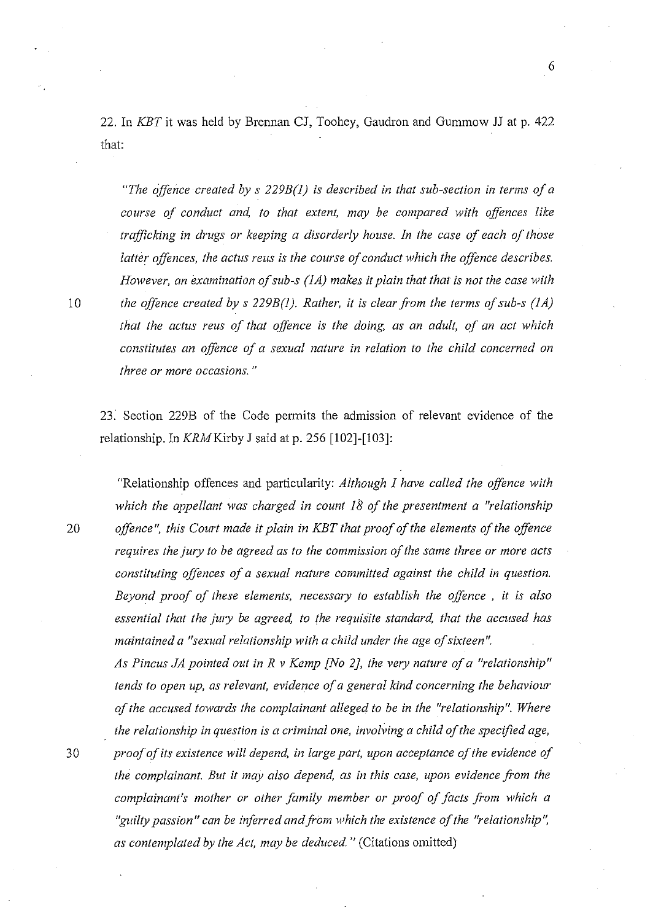22. In *KBT* it was held by Brennan CJ, Toohey, Gaudron and Gummow JJ at p. 422 that:

> *"The offence created by s 229B(1) is described in that sub-section in terms of a course of conduct and, to that extent, may be compared with offences like trafficking in drugs or keeping a disorderly house. In the case of each of those latter offences, the actus reus is the course of conduct which the offence describes. However, an examination of sub-s (1A) makes it plain that that is not the case with the offence created by s 229B(1). Rather, it is clear from the terms of sub-s (1A) that the actus reus of that offence is the doing, as an adult, of an act which constitutes an offence of a sexual nature in relation to the child concerned on three or more occasions."*

23. Section 229B of the Code permits the admission of relevant evidence of the relationship. In *KRM* Kirby J said at p. 256 [102]-[103]:

> "Relationship offences and particularity: *Although I have called the offence with which the appellant was charged in count 18 of the presentment a "relationship offence", this Court made it plain in KBT that proof of the elements of the offence requires the jury to be agreed as to the commission of the same three or more acts constituting offences of a sexual nature committed against the child in question. Beyond proof of these elements, necessary to establish the offence , it is also essential that the jury be agreed, to the requisite standard, that the accused has maintained a "sexual relationship with a child under the age of sixteen".*
>
> *As Pincus JA pointed out in R v Kemp [No 2], the very nature of a "relationship" tends to open up, as relevant, evidence of a general kind concerning the behaviour of the accused towards the complainant alleged to be in the "relationship". Where the relationship in question is a criminal one, involving a child of the specified age, proof of its existence will depend, in large part, upon acceptance of the evidence of the complainant. But it may also depend, as in this case, upon evidence from the complainant's mother or other family member or proof of facts from which a "guilty passion" can be inferred and from which the existence of the "relationship", as contemplated by the Act, may be deduced."* (Citations omitted)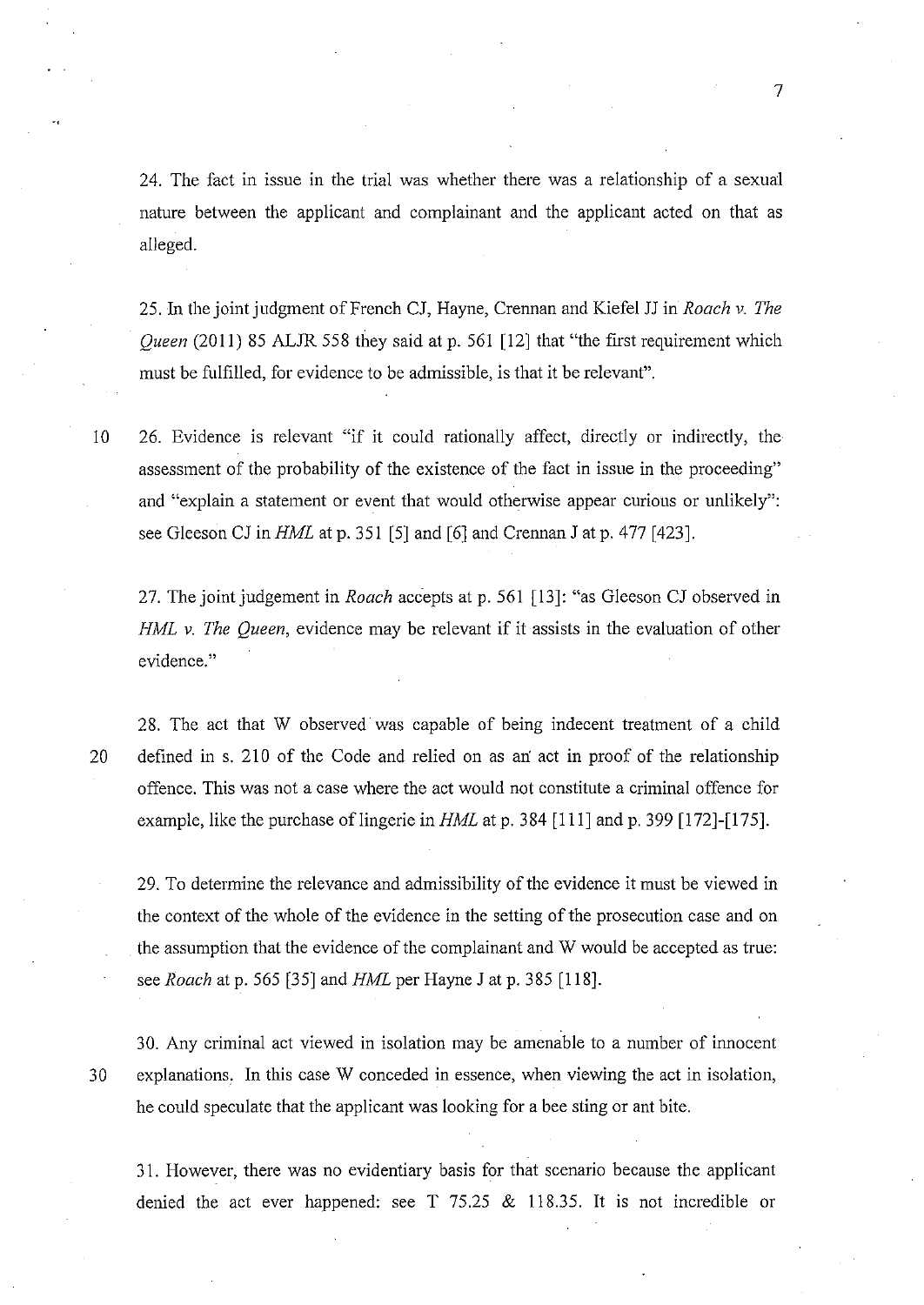24. The fact in issue in the trial was whether there was a relationship of a sexual nature between the applicant and complainant and the applicant acted on that as alleged.

25. In the joint judgment of French CJ, Hayne, Crennan and Kiefel JJ in *Roach v. The Queen* (2011) 85 ALJR 558 they said at p. 561 [12] that "the first requirement which must be fulfilled, for evidence to be admissible, is that it be relevant".

26. Evidence is relevant "if it could rationally affect, directly or indirectly, the assessment of the probability of the existence of the fact in issue in the proceeding" and "explain a statement or event that would otherwise appear curious or unlikely": see Gleeson CJ in *HML* at p. 351 [5] and [6] and Crennan J at p. 477 [423].

27. The joint judgement in *Roach* accepts at p. 561 [13]: "as Gleeson CJ observed in *HML v. The Queen*, evidence may be relevant if it assists in the evaluation of other evidence."

28. The act that W observed was capable of being indecent treatment of a child defined in s. 210 of the Code and relied on as an act in proof of the relationship offence. This was not a case where the act would not constitute a criminal offence for example, like the purchase of lingerie in *HML* at p. 384 [111] and p. 399 [172]-[175].

29. To determine the relevance and admissibility of the evidence it must be viewed in the context of the whole of the evidence in the setting of the prosecution case and on the assumption that the evidence of the complainant and W would be accepted as true: see *Roach* at p. 565 [35] and *HML* per Hayne J at p. 385 [118].

30. Any criminal act viewed in isolation may be amenable to a number of innocent explanations. In this case W conceded in essence, when viewing the act in isolation, he could speculate that the applicant was looking for a bee sting or ant bite.

31. However, there was no evidentiary basis for that scenario because the applicant denied the act ever happened: see T 75.25 & 118.35. It is not incredible or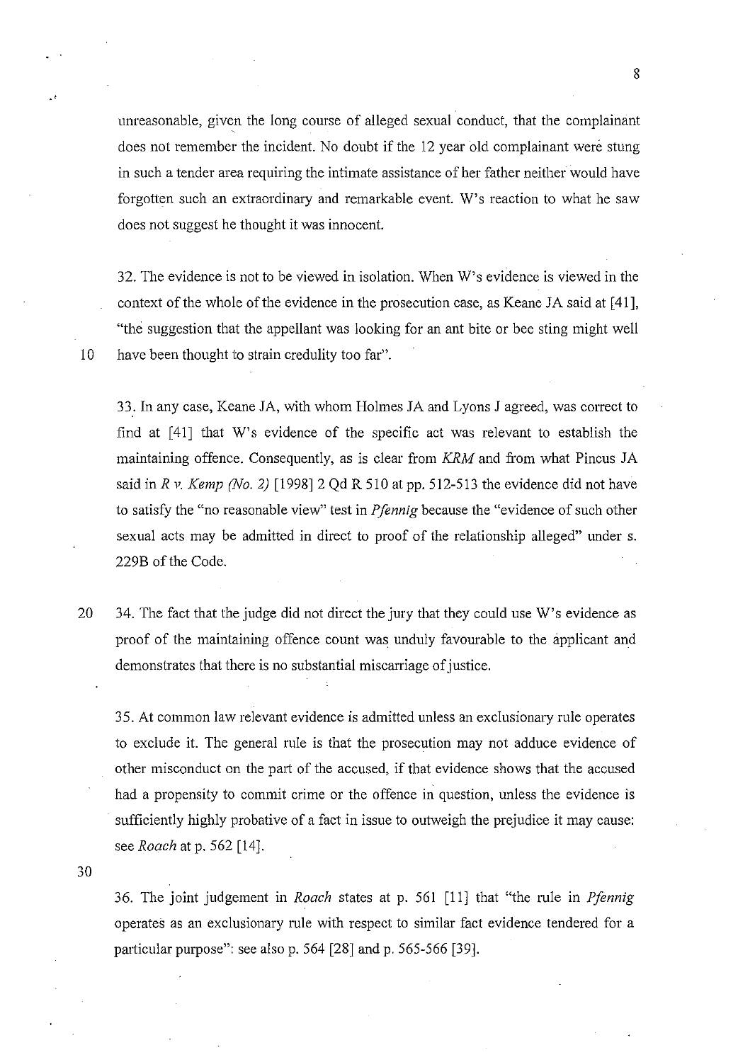unreasonable, given the long course of alleged sexual conduct, that the complainant does not remember the incident. No doubt if the 12 year old complainant were stung in such a tender area requiring the intimate assistance of her father neither would have forgotten such an extraordinary and remarkable event. W's reaction to what he saw does not suggest he thought it was innocent.

32. The evidence is not to be viewed in isolation. When W's evidence is viewed in the context of the whole of the evidence in the prosecution case, as Keane JA said at [41], "the suggestion that the appellant was looking for an ant bite or bee sting might well have been thought to strain credulity too far".

33. In any case, Keane JA, with whom Holmes JA and Lyons J agreed, was correct to find at [41] that W's evidence of the specific act was relevant to establish the maintaining offence. Consequently, as is clear from *KRM* and from what Pincus JA said in *R v. Kemp (No. 2)* [1998] 2 Qd R 510 at pp. 512-513 the evidence did not have to satisfy the "no reasonable view" test in *Pfennig* because the "evidence of such other sexual acts may be admitted in direct to proof of the relationship alleged" under s. 229B of the Code.

34. The fact that the judge did not direct the jury that they could use W's evidence as proof of the maintaining offence count was unduly favourable to the applicant and demonstrates that there is no substantial miscarriage of justice.

35. At common law relevant evidence is admitted unless an exclusionary rule operates to exclude it. The general rule is that the prosecution may not adduce evidence of other misconduct on the part of the accused, if that evidence shows that the accused had a propensity to commit crime or the offence in question, unless the evidence is sufficiently highly probative of a fact in issue to outweigh the prejudice it may cause: see *Roach* at p. 562 [14].

36. The joint judgement in *Roach* states at p. 561 [11] that "the rule in *Pfennig* operates as an exclusionary rule with respect to similar fact evidence tendered for a particular purpose": see also p. 564 [28] and p. 565-566 [39].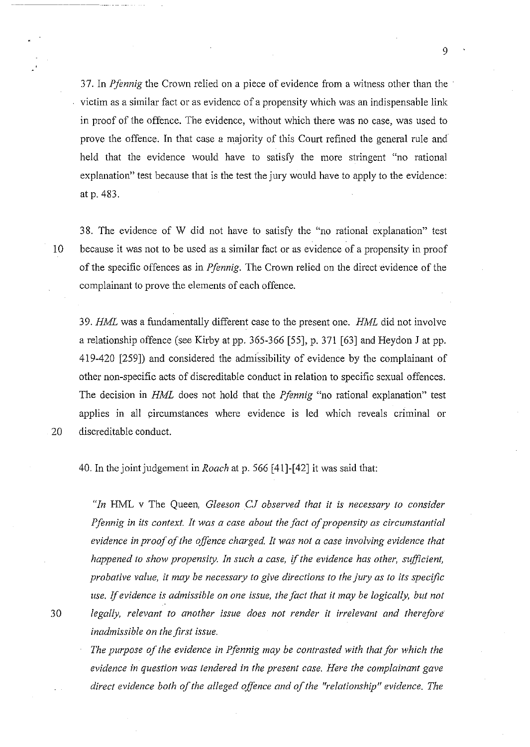37. In *Pfennig* the Crown relied on a piece of evidence from a witness other than the victim as a similar fact or as evidence of a propensity which was an indispensable link in proof of the offence. The evidence, without which there was no case, was used to prove the offence. In that case a majority of this Court refined the general rule and held that the evidence would have to satisfy the more stringent "no rational explanation" test because that is the test the jury would have to apply to the evidence: at p. 483.

38. The evidence of W did not have to satisfy the "no rational explanation" test because it was not to be used as a similar fact or as evidence of a propensity in proof of the specific offences as in *Pfennig*. The Crown relied on the direct evidence of the complainant to prove the elements of each offence.

39. *HML* was a fundamentally different case to the present one. *HML* did not involve a relationship offence (see Kirby at pp. 365-366 [55], p. 371 [63] and Heydon J at pp. 419-420 [259]) and considered the admissibility of evidence by the complainant of other non-specific acts of discreditable conduct in relation to specific sexual offences. The decision in *HML* does not hold that the *Pfennig* "no rational explanation" test applies in all circumstances where evidence is led which reveals criminal or discreditable conduct.

40. In the joint judgement in *Roach* at p. 566 [41]-[42] it was said that:

> *"In* HML v The Queen, *Gleeson CJ observed that it is necessary to consider Pfennig in its context. It was a case about the fact of propensity as circumstantial evidence in proof of the offence charged. It was not a case involving evidence that happened to show propensity. In such a case, if the evidence has other, sufficient, probative value, it may be necessary to give directions to the jury as to its specific use. If evidence is admissible on one issue, the fact that it may be logically, but not legally, relevant to another issue does not render it irrelevant and therefore inadmissible on the first issue.*
>
> *The purpose of the evidence in Pfennig may be contrasted with that for which the evidence in question was tendered in the present case. Here the complainant gave direct evidence both of the alleged offence and of the "relationship" evidence. The*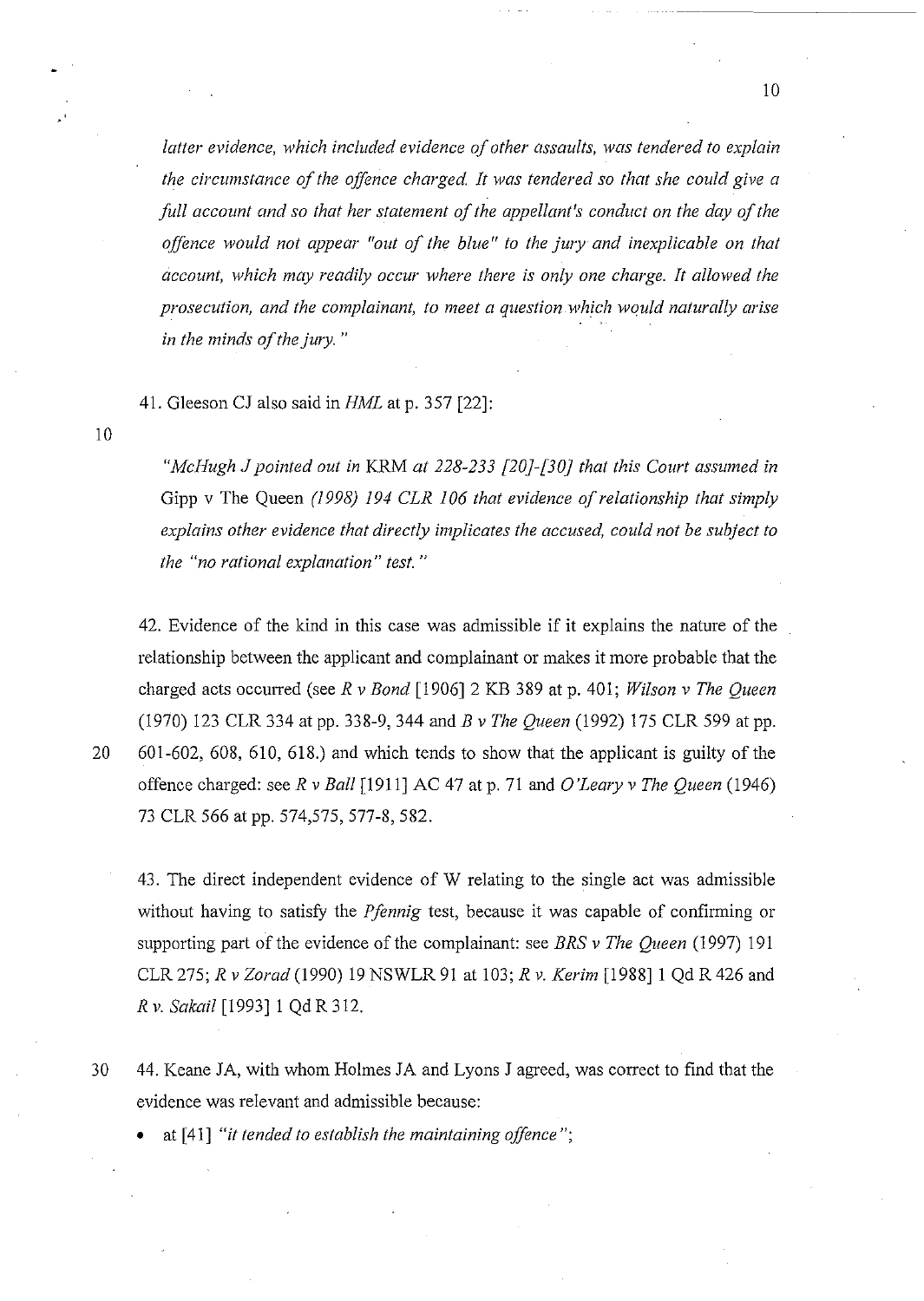*latter evidence, which included evidence of other assaults, was tendered to explain the circumstance of the offence charged. It was tendered so that she could give a full account and so that her statement of the appellant's conduct on the day of the offence would not appear "out of the blue" to the jury and inexplicable on that account, which may readily occur where there is only one charge. It allowed the prosecution, and the complainant, to meet a question which would naturally arise in the minds of the jury."*

41. Gleeson CJ also said in *HML* at p. 357 [22]:

*"McHugh J pointed out in* KRM *at 228-233 [20]-[30] that this Court assumed in* Gipp v The Queen *(1998) 194 CLR 106 that evidence of relationship that simply explains other evidence that directly implicates the accused, could not be subject to the "no rational explanation" test."*

42. Evidence of the kind in this case was admissible if it explains the nature of the relationship between the applicant and complainant or makes it more probable that the charged acts occurred (see *R v Bond* [1906] 2 KB 389 at p. 401; *Wilson v The Queen* (1970) 123 CLR 334 at pp. 338-9, 344 and *B v The Queen* (1992) 175 CLR 599 at pp. 601-602, 608, 610, 618.) and which tends to show that the applicant is guilty of the offence charged: see *R v Ball* [1911] AC 47 at p. 71 and *O'Leary v The Queen* (1946) 73 CLR 566 at pp. 574,575, 577-8, 582.

43. The direct independent evidence of W relating to the single act was admissible without having to satisfy the *Pfennig* test, because it was capable of confirming or supporting part of the evidence of the complainant: see *BRS v The Queen* (1997) 191 CLR 275; *R v Zorad* (1990) 19 NSWLR 91 at 103; *R v. Kerim* [1988] 1 Qd R 426 and *R v. Sakail* [1993] 1 Qd R 312.

44. Keane JA, with whom Holmes JA and Lyons J agreed, was correct to find that the evidence was relevant and admissible because:

- at [41] *"it tended to establish the maintaining offence"*;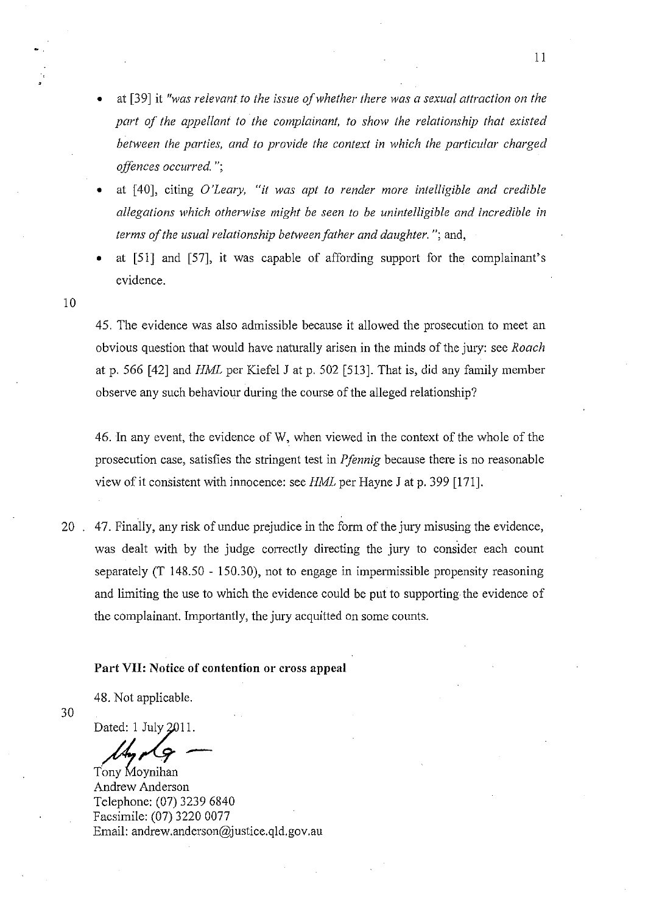- at [39] it *"was relevant to the issue of whether there was a sexual attraction on the part of the appellant to the complainant, to show the relationship that existed between the parties, and to provide the context in which the particular charged offences occurred."*;
- at [40], citing *O'Leary*, *"it was apt to render more intelligible and credible allegations which otherwise might be seen to be unintelligible and incredible in terms of the usual relationship between father and daughter."*; and,
- at [51] and [57], it was capable of affording support for the complainant's evidence.

45. The evidence was also admissible because it allowed the prosecution to meet an obvious question that would have naturally arisen in the minds of the jury: see *Roach* at p. 566 [42] and *HML* per Kiefel J at p. 502 [513]. That is, did any family member observe any such behaviour during the course of the alleged relationship?

46. In any event, the evidence of W, when viewed in the context of the whole of the prosecution case, satisfies the stringent test in *Pfennig* because there is no reasonable view of it consistent with innocence: see *HML* per Hayne J at p. 399 [171].

47. Finally, any risk of undue prejudice in the form of the jury misusing the evidence, was dealt with by the judge correctly directing the jury to consider each count separately (T 148.50 - 150.30), not to engage in impermissible propensity reasoning and limiting the use to which the evidence could be put to supporting the evidence of the complainant. Importantly, the jury acquitted on some counts.

**Part VII: Notice of contention or cross appeal**

48. Not applicable.

Dated: 1 July 2011.

Tony Moynihan
Andrew Anderson
Telephone: (07) 3239 6840
Facsimile: (07) 3220 0077
Email: andrew.anderson@justice.qld.gov.au